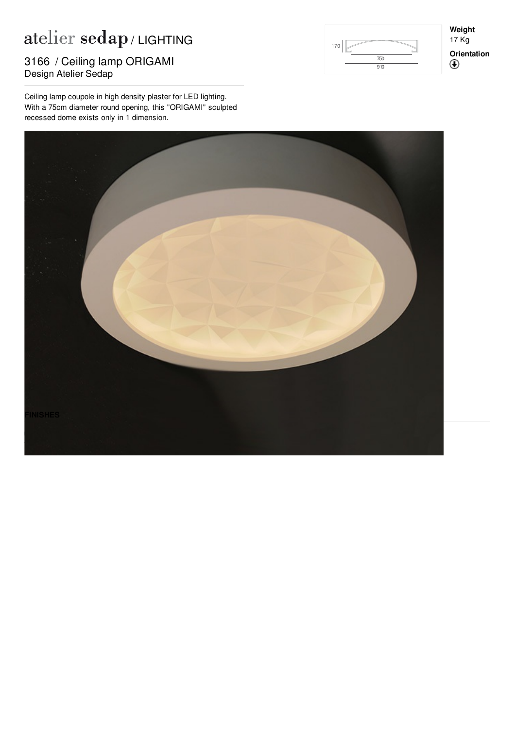# atelier sedap / LIGHTING

## 3166 / Ceiling lamp ORIGAMI

Design Atelier Sedap

Ceiling lamp coupole in high density plaster for LED lighting. With a 75cm diameter round opening, this "ORIGAMI" sculpted recessed dome exists only in 1 dimension.

170

750

910

**Weight**

17 Kg

**Orientation**

**FINISHES**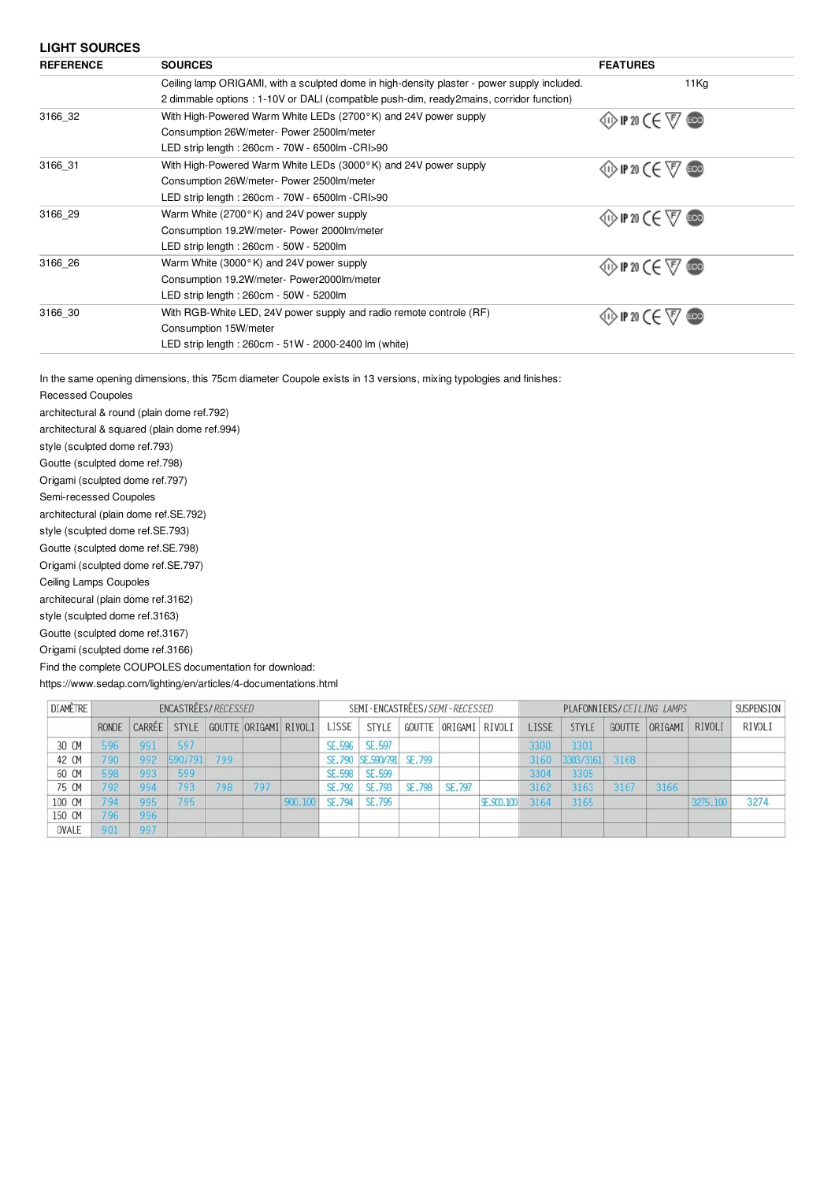## LIGHT SOURCES

| REFERENCE | SOURCES | FEATURES |
|---|---|---|
| | Ceiling lamp ORIGAMI, with a sculpted dome in high-density plaster - power supply included.<br>2 dimmable options : 1-10V or DALI (compatible push-dim, ready2mains, corridor function) | 11Kg |
| 3166_32 | With High-Powered Warm White LEDs (2700°K) and 24V power supply<br>Consumption 26W/meter- Power 2500lm/meter<br>LED strip length : 260cm - 70W - 6500lm -CRI>90 | IP 20 |
| 3166_31 | With High-Powered Warm White LEDs (3000°K) and 24V power supply<br>Consumption 26W/meter- Power 2500lm/meter<br>LED strip length : 260cm - 70W - 6500lm -CRI>90 | IP 20 |
| 3166_29 | Warm White (2700°K) and 24V power supply<br>Consumption 19.2W/meter- Power 2000lm/meter<br>LED strip length : 260cm - 50W - 5200lm | IP 20 |
| 3166_26 | Warm White (3000°K) and 24V power supply<br>Consumption 19.2W/meter- Power2000lm/meter<br>LED strip length : 260cm - 50W - 5200lm | IP 20 |
| 3166_30 | With RGB-White LED, 24V power supply and radio remote controle (RF)<br>Consumption 15W/meter<br>LED strip length : 260cm - 51W - 2000-2400 lm (white) | IP 20 |

In the same opening dimensions, this 75cm diameter Coupole exists in 13 versions, mixing typologies and finishes:

Recessed Coupoles

architectural & round (plain dome ref.792)

architectural & squared (plain dome ref.994)

style (sculpted dome ref.793)

Goutte (sculpted dome ref.798)

Origami (sculpted dome ref.797)

Semi-recessed Coupoles

architectural (plain dome ref.SE.792)

style (sculpted dome ref.SE.793)

Goutte (sculpted dome ref.SE.798)

Origami (sculpted dome ref.SE.797)

Ceiling Lamps Coupoles

architecural (plain dome ref.3162)

style (sculpted dome ref.3163)

Goutte (sculpted dome ref.3167)

Origami (sculpted dome ref.3166)

Find the complete COUPOLES documentation for download:

https://www.sedap.com/lighting/en/articles/4-documentations.html

| DIAMÈTRE | ENCASTRÉES/*RECESSED* | | | | | | SEMI-ENCASTRÉES/*SEMI-RECESSED* | | | | | PLAFONNIERS/*CEILING LAMPS* | | | | | SUSPENSION |
|---|---|---|---|---|---|---|---|---|---|---|---|---|---|---|---|---|---|
| | RONDE | CARRÉE | STYLE | GOUTTE | ORIGAMI | RIVOLI | LISSE | STYLE | GOUTTE | ORIGAMI | RIVOLI | LISSE | STYLE | GOUTTE | ORIGAMI | RIVOLI | RIVOLI |
| 30 CM | 596 | 991 | 597 | | | | SE.596 | SE.597 | | | | 3300 | 3301 | | | | |
| 42 CM | 790 | 992 | 590/791 | 799 | | | SE.790 | SE.590/791 | SE.799 | | | 3160 | 3303/3161 | 3168 | | | |
| 60 CM | 598 | 993 | 599 | | | | SE.598 | SE.599 | | | | 3304 | 3305 | | | | |
| 75 CM | 792 | 994 | 793 | 798 | 797 | | SE.792 | SE.793 | SE.798 | SE.797 | | 3162 | 3163 | 3167 | 3166 | | |
| 100 CM | 794 | 995 | 795 | | | 900.100 | SE.794 | SE.795 | | | SE.900.100 | 3164 | 3165 | | | 3275.100 | 3274 |
| 150 CM | 796 | 996 | | | | | | | | | | | | | | | |
| OVALE | 901 | 997 | | | | | | | | | | | | | | | |